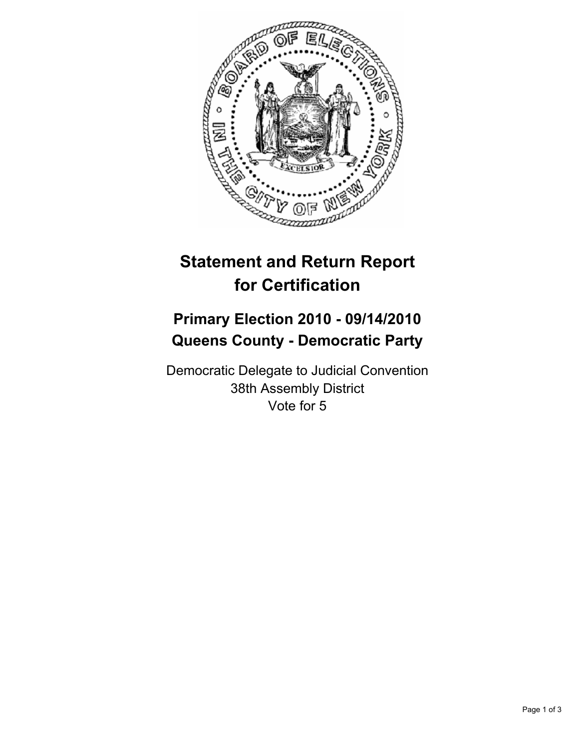# Statement and Return Report for Certification

## Primary Election 2010 - 09/14/2010
## Queens County - Democratic Party

Democratic Delegate to Judicial Convention
38th Assembly District
Vote for 5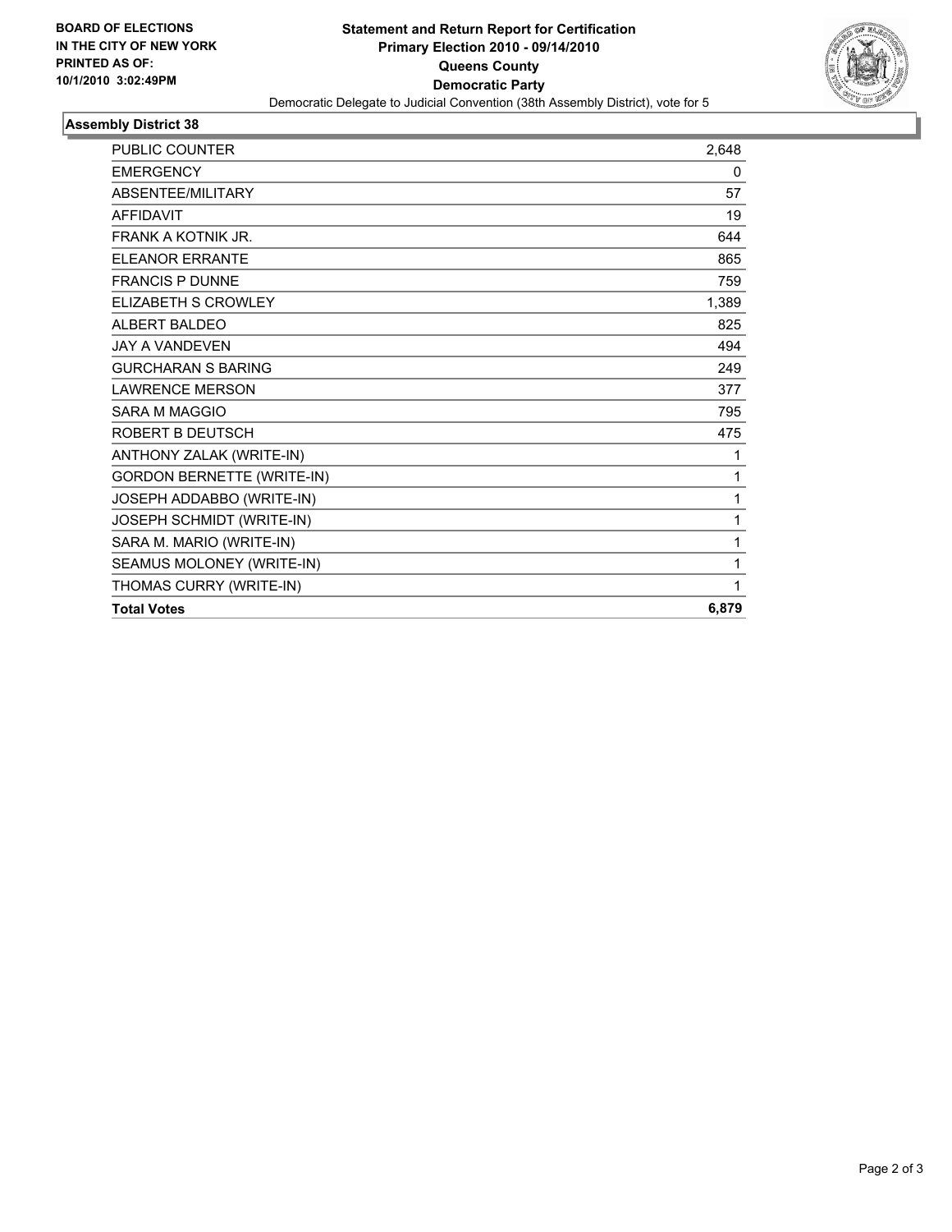**BOARD OF ELECTIONS IN THE CITY OF NEW YORK PRINTED AS OF: 10/1/2010 3:02:49PM**

# Statement and Return Report for Certification Primary Election 2010 - 09/14/2010 Queens County Democratic Party

Democratic Delegate to Judicial Convention (38th Assembly District), vote for 5

## Assembly District 38

| | |
|---|---|
| PUBLIC COUNTER | 2,648 |
| EMERGENCY | 0 |
| ABSENTEE/MILITARY | 57 |
| AFFIDAVIT | 19 |
| FRANK A KOTNIK JR. | 644 |
| ELEANOR ERRANTE | 865 |
| FRANCIS P DUNNE | 759 |
| ELIZABETH S CROWLEY | 1,389 |
| ALBERT BALDEO | 825 |
| JAY A VANDEVEN | 494 |
| GURCHARAN S BARING | 249 |
| LAWRENCE MERSON | 377 |
| SARA M MAGGIO | 795 |
| ROBERT B DEUTSCH | 475 |
| ANTHONY ZALAK (WRITE-IN) | 1 |
| GORDON BERNETTE (WRITE-IN) | 1 |
| JOSEPH ADDABBO (WRITE-IN) | 1 |
| JOSEPH SCHMIDT (WRITE-IN) | 1 |
| SARA M. MARIO (WRITE-IN) | 1 |
| SEAMUS MOLONEY (WRITE-IN) | 1 |
| THOMAS CURRY (WRITE-IN) | 1 |
| **Total Votes** | **6,879** |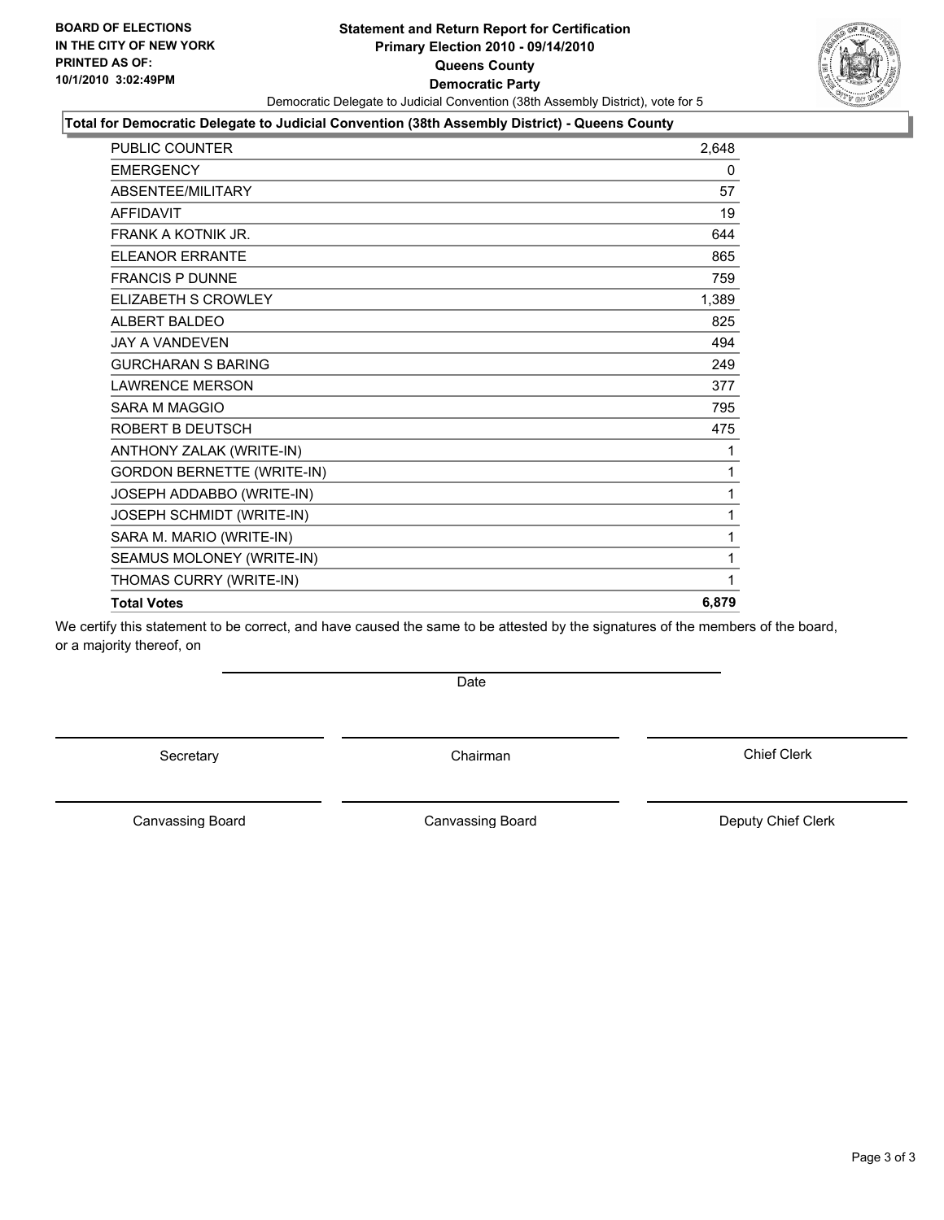**BOARD OF ELECTIONS IN THE CITY OF NEW YORK PRINTED AS OF: 10/1/2010 3:02:49PM**

# Statement and Return Report for Certification
## Primary Election 2010 - 09/14/2010
## Queens County
## Democratic Party

Democratic Delegate to Judicial Convention (38th Assembly District), vote for 5

**Total for Democratic Delegate to Judicial Convention (38th Assembly District) - Queens County**

| | |
|---|---|
| PUBLIC COUNTER | 2,648 |
| EMERGENCY | 0 |
| ABSENTEE/MILITARY | 57 |
| AFFIDAVIT | 19 |
| FRANK A KOTNIK JR. | 644 |
| ELEANOR ERRANTE | 865 |
| FRANCIS P DUNNE | 759 |
| ELIZABETH S CROWLEY | 1,389 |
| ALBERT BALDEO | 825 |
| JAY A VANDEVEN | 494 |
| GURCHARAN S BARING | 249 |
| LAWRENCE MERSON | 377 |
| SARA M MAGGIO | 795 |
| ROBERT B DEUTSCH | 475 |
| ANTHONY ZALAK (WRITE-IN) | 1 |
| GORDON BERNETTE (WRITE-IN) | 1 |
| JOSEPH ADDABBO (WRITE-IN) | 1 |
| JOSEPH SCHMIDT (WRITE-IN) | 1 |
| SARA M. MARIO (WRITE-IN) | 1 |
| SEAMUS MOLONEY (WRITE-IN) | 1 |
| THOMAS CURRY (WRITE-IN) | 1 |
| **Total Votes** | **6,879** |

We certify this statement to be correct, and have caused the same to be attested by the signatures of the members of the board, or a majority thereof, on

Date

Secretary

Chairman

Chief Clerk

Canvassing Board

Canvassing Board

Deputy Chief Clerk